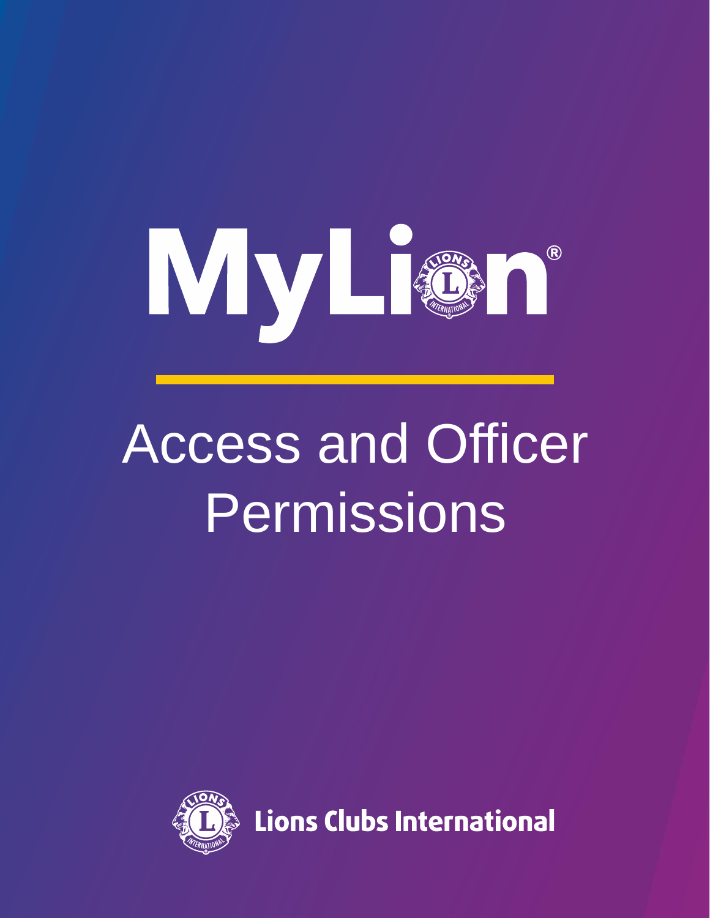# MyLion®

# Access and Officer Permissions

Lions Clubs International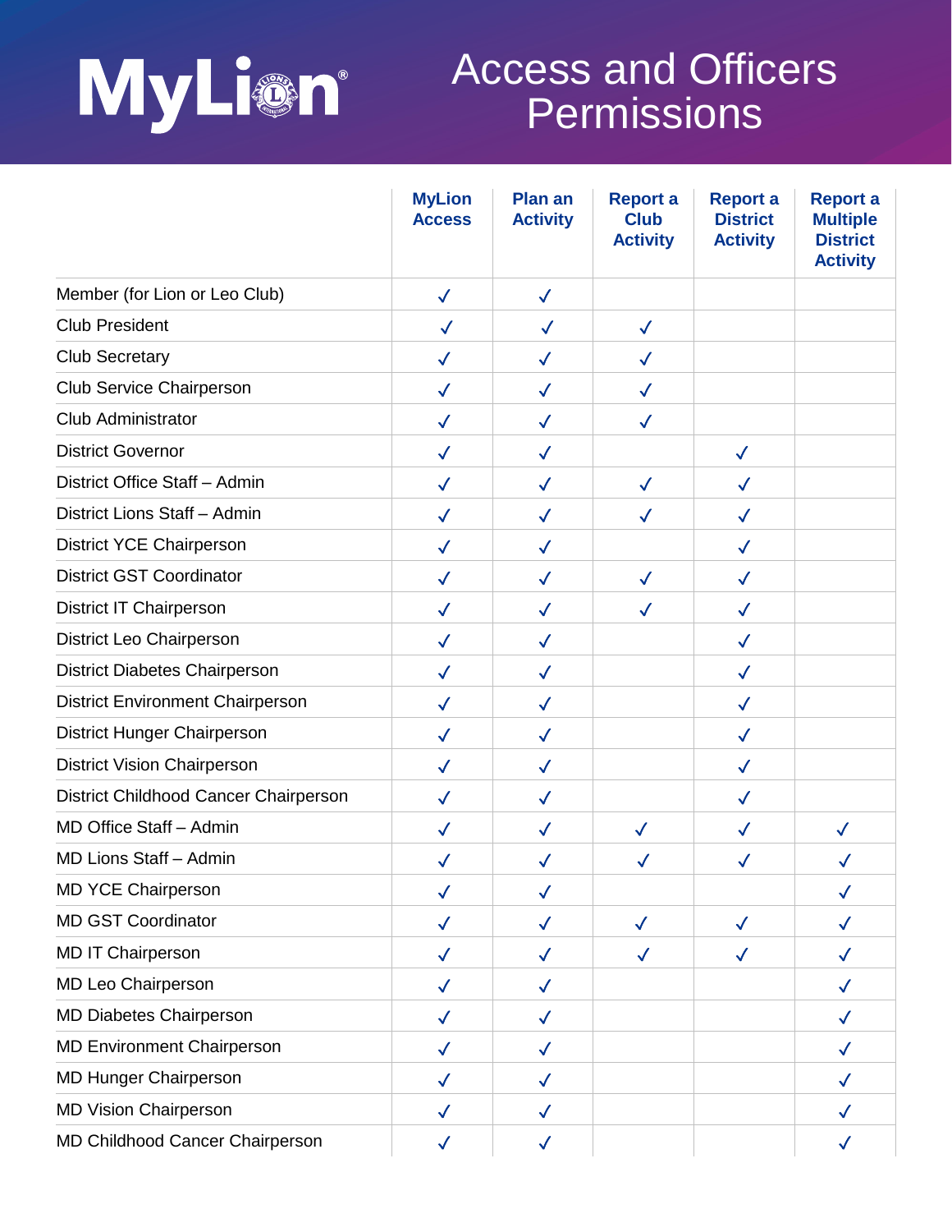# MyLion® Access and Officers Permissions

| | MyLion Access | Plan an Activity | Report a Club Activity | Report a District Activity | Report a Multiple District Activity |
|---|---|---|---|---|---|
| Member (for Lion or Leo Club) | ✓ | ✓ | | | |
| Club President | ✓ | ✓ | ✓ | | |
| Club Secretary | ✓ | ✓ | ✓ | | |
| Club Service Chairperson | ✓ | ✓ | ✓ | | |
| Club Administrator | ✓ | ✓ | ✓ | | |
| District Governor | ✓ | ✓ | | ✓ | |
| District Office Staff – Admin | ✓ | ✓ | ✓ | ✓ | |
| District Lions Staff – Admin | ✓ | ✓ | ✓ | ✓ | |
| District YCE Chairperson | ✓ | ✓ | | ✓ | |
| District GST Coordinator | ✓ | ✓ | ✓ | ✓ | |
| District IT Chairperson | ✓ | ✓ | ✓ | ✓ | |
| District Leo Chairperson | ✓ | ✓ | | ✓ | |
| District Diabetes Chairperson | ✓ | ✓ | | ✓ | |
| District Environment Chairperson | ✓ | ✓ | | ✓ | |
| District Hunger Chairperson | ✓ | ✓ | | ✓ | |
| District Vision Chairperson | ✓ | ✓ | | ✓ | |
| District Childhood Cancer Chairperson | ✓ | ✓ | | ✓ | |
| MD Office Staff – Admin | ✓ | ✓ | ✓ | ✓ | ✓ |
| MD Lions Staff – Admin | ✓ | ✓ | ✓ | ✓ | ✓ |
| MD YCE Chairperson | ✓ | ✓ | | | ✓ |
| MD GST Coordinator | ✓ | ✓ | ✓ | ✓ | ✓ |
| MD IT Chairperson | ✓ | ✓ | ✓ | ✓ | ✓ |
| MD Leo Chairperson | ✓ | ✓ | | | ✓ |
| MD Diabetes Chairperson | ✓ | ✓ | | | ✓ |
| MD Environment Chairperson | ✓ | ✓ | | | ✓ |
| MD Hunger Chairperson | ✓ | ✓ | | | ✓ |
| MD Vision Chairperson | ✓ | ✓ | | | ✓ |
| MD Childhood Cancer Chairperson | ✓ | ✓ | | | ✓ |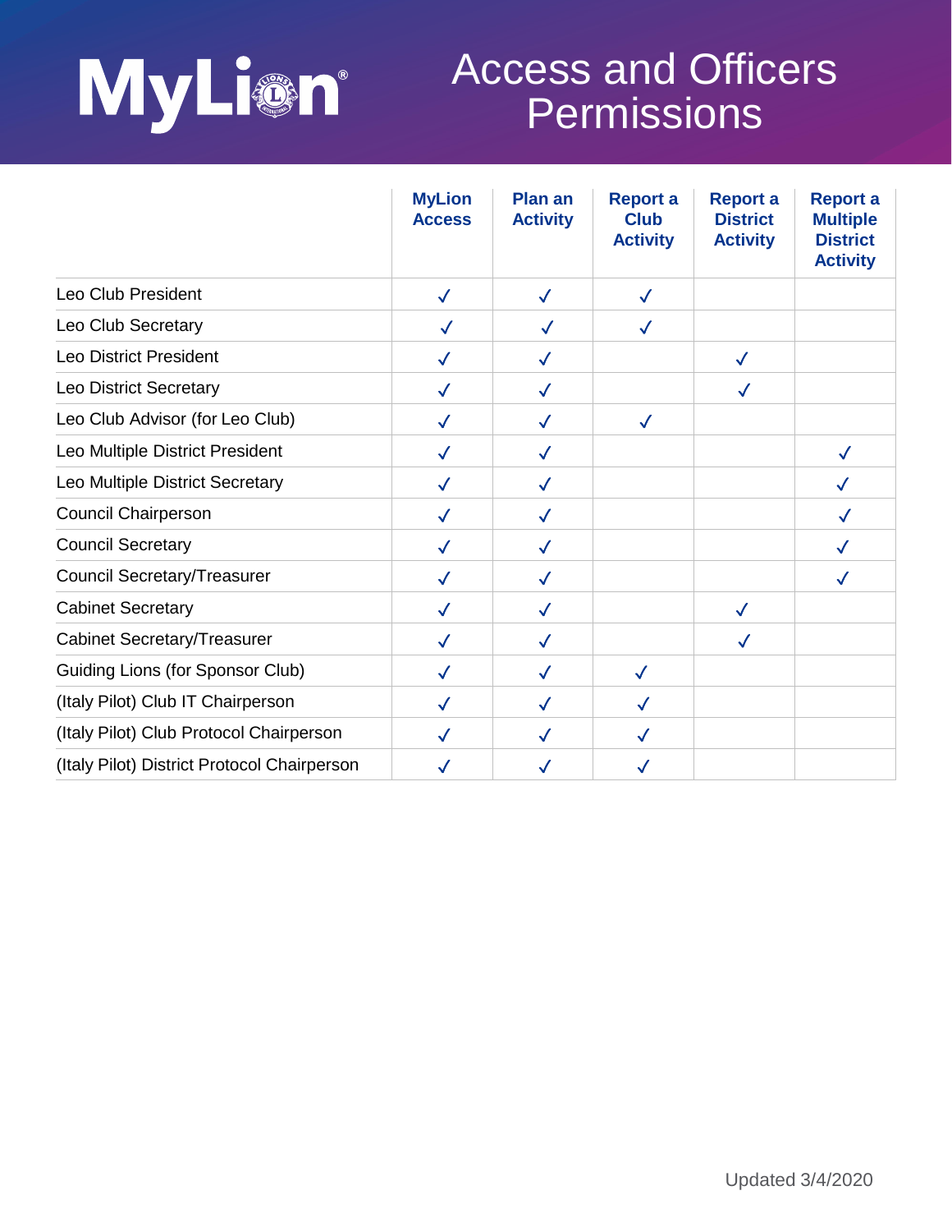# MyLion Access and Officers Permissions

| | MyLion Access | Plan an Activity | Report a Club Activity | Report a District Activity | Report a Multiple District Activity |
|---|---|---|---|---|---|
| Leo Club President | ✓ | ✓ | ✓ | | |
| Leo Club Secretary | ✓ | ✓ | ✓ | | |
| Leo District President | ✓ | ✓ | | ✓ | |
| Leo District Secretary | ✓ | ✓ | | ✓ | |
| Leo Club Advisor (for Leo Club) | ✓ | ✓ | ✓ | | |
| Leo Multiple District President | ✓ | ✓ | | | ✓ |
| Leo Multiple District Secretary | ✓ | ✓ | | | ✓ |
| Council Chairperson | ✓ | ✓ | | | ✓ |
| Council Secretary | ✓ | ✓ | | | ✓ |
| Council Secretary/Treasurer | ✓ | ✓ | | | ✓ |
| Cabinet Secretary | ✓ | ✓ | | ✓ | |
| Cabinet Secretary/Treasurer | ✓ | ✓ | | ✓ | |
| Guiding Lions (for Sponsor Club) | ✓ | ✓ | ✓ | | |
| (Italy Pilot) Club IT Chairperson | ✓ | ✓ | ✓ | | |
| (Italy Pilot) Club Protocol Chairperson | ✓ | ✓ | ✓ | | |
| (Italy Pilot) District Protocol Chairperson | ✓ | ✓ | ✓ | | |

Updated 3/4/2020